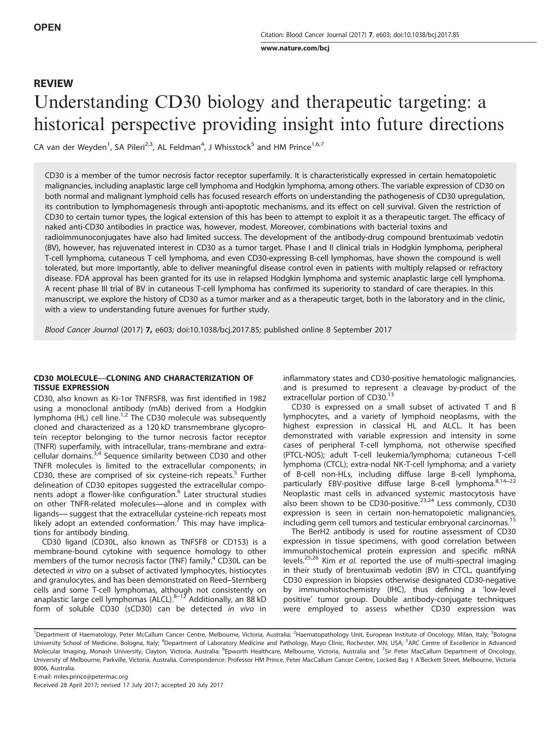OPEN

## REVIEW

# Understanding CD30 biology and therapeutic targeting: a historical perspective providing insight into future directions

CA van der Weyden[1], SA Pileri[2,3], AL Feldman[4], J Whisstock[5] and HM Prince[1,6,7]

CD30 is a member of the tumor necrosis factor receptor superfamily. It is characteristically expressed in certain hematopoietic malignancies, including anaplastic large cell lymphoma and Hodgkin lymphoma, among others. The variable expression of CD30 on both normal and malignant lymphoid cells has focused research efforts on understanding the pathogenesis of CD30 upregulation, its contribution to lymphomagenesis through anti-apoptotic mechanisms, and its effect on cell survival. Given the restriction of CD30 to certain tumor types, the logical extension of this has been to attempt to exploit it as a therapeutic target. The efficacy of naked anti-CD30 antibodies in practice was, however, modest. Moreover, combinations with bacterial toxins and radioimmunoconjugates have also had limited success. The development of the antibody-drug compound brentuximab vedotin (BV), however, has rejuvenated interest in CD30 as a tumor target. Phase I and II clinical trials in Hodgkin lymphoma, peripheral T-cell lymphoma, cutaneous T cell lymphoma, and even CD30-expressing B-cell lymphomas, have shown the compound is well tolerated, but more importantly, able to deliver meaningful disease control even in patients with multiply relapsed or refractory disease. FDA approval has been granted for its use in relapsed Hodgkin lymphoma and systemic anaplastic large cell lymphoma. A recent phase III trial of BV in cutaneous T-cell lymphoma has confirmed its superiority to standard of care therapies. In this manuscript, we explore the history of CD30 as a tumor marker and as a therapeutic target, both in the laboratory and in the clinic, with a view to understanding future avenues for further study.

*Blood Cancer Journal* (2017) **7**, e603; doi:10.1038/bcj.2017.85; published online 8 September 2017

## CD30 MOLECULE—CLONING AND CHARACTERIZATION OF TISSUE EXPRESSION

CD30, also known as Ki-1or TNFRSF8, was first identified in 1982 using a monoclonal antibody (mAb) derived from a Hodgkin lymphoma (HL) cell line.[1,2] The CD30 molecule was subsequently cloned and characterized as a 120 kD transmembrane glycoprotein receptor belonging to the tumor necrosis factor receptor (TNFR) superfamily, with intracellular, trans-membrane and extracellular domains.[3,4] Sequence similarity between CD30 and other TNFR molecules is limited to the extracellular components; in CD30, these are comprised of six cysteine-rich repeats.[5] Further delineation of CD30 epitopes suggested the extracellular components adopt a flower-like configuration.[6] Later structural studies on other TNFR-related molecules—alone and in complex with ligands— suggest that the extracellular cysteine-rich repeats most likely adopt an extended conformation.[7] This may have implications for antibody binding.

CD30 ligand (CD30L, also known as TNFSF8 or CD153) is a membrane-bound cytokine with sequence homology to other members of the tumor necrosis factor (TNF) family.[4] CD30L can be detected *in vitro* on a subset of activated lymphocytes, histiocytes and granulocytes, and has been demonstrated on Reed–Sternberg cells and some T-cell lymphomas, although not consistently on anaplastic large cell lymphomas (ALCL).[8–12] Additionally, an 88 kD form of soluble CD30 (sCD30) can be detected *in vivo* in inflammatory states and CD30-positive hematologic malignancies, and is presumed to represent a cleavage by-product of the extracellular portion of CD30.[13]

CD30 is expressed on a small subset of activated T and B lymphocytes, and a variety of lymphoid neoplasms, with the highest expression in classical HL and ALCL. It has been demonstrated with variable expression and intensity in some cases of peripheral T-cell lymphoma, not otherwise specified (PTCL-NOS); adult T-cell leukemia/lymphoma; cutaneous T-cell lymphoma (CTCL); extra-nodal NK-T-cell lymphoma; and a variety of B-cell non-HLs, including diffuse large B-cell lymphoma, particularly EBV-positive diffuse large B-cell lymphoma.[8,14–22] Neoplastic mast cells in advanced systemic mastocytosis have also been shown to be CD30-positive.[23,24] Less commonly, CD30 expression is seen in certain non-hematopoietic malignancies, including germ cell tumors and testicular embryonal carcinomas.[15]

The BerH2 antibody is used for routine assessment of CD30 expression in tissue specimens, with good correlation between immunohistochemical protein expression and specific mRNA levels.[25,26] Kim *et al.* reported the use of multi-spectral imaging in their study of brentuximab vedotin (BV) in CTCL, quantifying CD30 expression in biopsies otherwise designated CD30-negative by immunohistochemistry (IHC), thus defining a 'low-level positive' tumor group. Double antibody-conjugate techniques were employed to assess whether CD30 expression was

[1]Department of Haematology, Peter McCallum Cancer Centre, Melbourne, Victoria, Australia; [2]Haematopathology Unit, European Institute of Oncology, Milan, Italy; [3]Bologna University School of Medicine, Bologna, Italy; [4]Department of Laboratory Medicine and Pathology, Mayo Clinic, Rochester, MN, USA; [5]ARC Centre of Excellence in Advanced Molecular Imaging, Monash University, Clayton, Victoria, Australia; [6]Epworth Healthcare, Melbourne, Victoria, Australia and [7]Sir Peter MacCallum Department of Oncology, University of Melbourne, Parkville, Victoria, Australia. Correspondence: Professor HM Prince, Peter MacCallum Cancer Centre, Locked Bag 1 A'Beckett Street, Melbourne, Victoria 8006, Australia.
E-mail: miles.prince@petermac.org
Received 28 April 2017; revised 17 July 2017; accepted 20 July 2017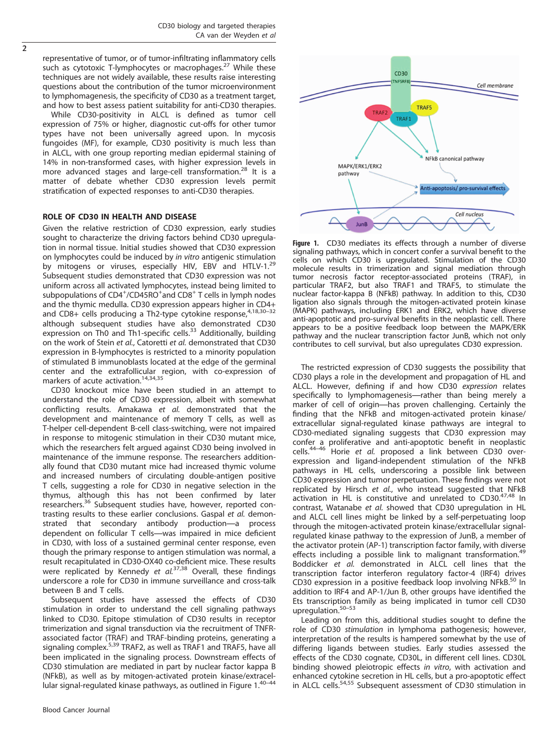representative of tumor, or of tumor-infiltrating inflammatory cells such as cytotoxic T-lymphocytes or macrophages.[27] While these techniques are not widely available, these results raise interesting questions about the contribution of the tumor microenvironment to lymphomagenesis, the specificity of CD30 as a treatment target, and how to best assess patient suitability for anti-CD30 therapies.

While CD30-positivity in ALCL is defined as tumor cell expression of 75% or higher, diagnostic cut-offs for other tumor types have not been universally agreed upon. In mycosis fungoides (MF), for example, CD30 positivity is much less than in ALCL, with one group reporting median epidermal staining of 14% in non-transformed cases, with higher expression levels in more advanced stages and large-cell transformation.[28] It is a matter of debate whether CD30 expression levels permit stratification of expected responses to anti-CD30 therapies.

## ROLE OF CD30 IN HEALTH AND DISEASE

Given the relative restriction of CD30 expression, early studies sought to characterize the driving factors behind CD30 upregulation in normal tissue. Initial studies showed that CD30 expression on lymphocytes could be induced by *in vitro* antigenic stimulation by mitogens or viruses, especially HIV, EBV and HTLV-1.[29] Subsequent studies demonstrated that CD30 expression was not uniform across all activated lymphocytes, instead being limited to subpopulations of CD4$^+$/CD45RO$^+$and CD8$^+$ T cells in lymph nodes and the thymic medulla. CD30 expression appears higher in CD4+ and CD8+ cells producing a Th2-type cytokine response,[4,18,30–32] although subsequent studies have also demonstrated CD30 expression on Th0 and Th1-specific cells.[33] Additionally, building on the work of Stein *et al.*, Catoretti *et al.* demonstrated that CD30 expression in B-lymphocytes is restricted to a minority population of stimulated B immunoblasts located at the edge of the germinal center and the extrafollicular region, with co-expression of markers of acute activation.[14,34,35]

CD30 knockout mice have been studied in an attempt to understand the role of CD30 expression, albeit with somewhat conflicting results. Amakawa *et al.* demonstrated that the development and maintenance of memory T cells, as well as T-helper cell-dependent B-cell class-switching, were not impaired in response to mitogenic stimulation in their CD30 mutant mice, which the researchers felt argued against CD30 being involved in maintenance of the immune response. The researchers additionally found that CD30 mutant mice had increased thymic volume and increased numbers of circulating double-antigen positive T cells, suggesting a role for CD30 in negative selection in the thymus, although this has not been confirmed by later researchers.[36] Subsequent studies have, however, reported contrasting results to these earlier conclusions. Gaspal *et al.* demonstrated that secondary antibody production—a process dependent on follicular T cells—was impaired in mice deficient in CD30, with loss of a sustained germinal center response, even though the primary response to antigen stimulation was normal, a result recapitulated in CD30-OX40 co-deficient mice. These results were replicated by Kennedy *et al.*[37,38] Overall, these findings underscore a role for CD30 in immune surveillance and cross-talk between B and T cells.

Subsequent studies have assessed the effects of CD30 stimulation in order to understand the cell signaling pathways linked to CD30. Epitope stimulation of CD30 results in receptor trimerization and signal transduction via the recruitment of TNFR-associated factor (TRAF) and TRAF-binding proteins, generating a signaling complex.[5,39] TRAF2, as well as TRAF1 and TRAF5, have all been implicated in the signaling process. Downstream effects of CD30 stimulation are mediated in part by nuclear factor kappa B (NFkB), as well as by mitogen-activated protein kinase/extracellular signal-regulated kinase pathways, as outlined in Figure 1.[40–44]

**Figure 1.** CD30 mediates its effects through a number of diverse signaling pathways, which in concert confer a survival benefit to the cells on which CD30 is upregulated. Stimulation of the CD30 molecule results in trimerization and signal mediation through tumor necrosis factor receptor-associated proteins (TRAF), in particular TRAF2, but also TRAF1 and TRAF5, to stimulate the nuclear factor-kappa B (NFkB) pathway. In addition to this, CD30 ligation also signals through the mitogen-activated protein kinase (MAPK) pathways, including ERK1 and ERK2, which have diverse anti-apoptotic and pro-survival benefits in the neoplastic cell. There appears to be a positive feedback loop between the MAPK/ERK pathway and the nuclear transcription factor JunB, which not only contributes to cell survival, but also upregulates CD30 expression.

The restricted expression of CD30 suggests the possibility that CD30 plays a role in the development and propagation of HL and ALCL. However, defining if and how CD30 *expression* relates specifically to lymphomagenesis—rather than being merely a marker of cell of origin—has proven challenging. Certainly the finding that the NFkB and mitogen-activated protein kinase/extracellular signal-regulated kinase pathways are integral to CD30-mediated signaling suggests that CD30 expression may confer a proliferative and anti-apoptotic benefit in neoplastic cells.[44–46] Horie *et al.* proposed a link between CD30 overexpression and ligand-independent stimulation of the NFkB pathways in HL cells, underscoring a possible link between CD30 expression and tumor perpetuation. These findings were not replicated by Hirsch *et al.*, who instead suggested that NFkB activation in HL is constitutive and unrelated to CD30.[47,48] In contrast, Watanabe *et al.* showed that CD30 upregulation in HL and ALCL cell lines might be linked by a self-perpetuating loop through the mitogen-activated protein kinase/extracellular signal-regulated kinase pathway to the expression of JunB, a member of the activator protein (AP-1) transcription factor family, with diverse effects including a possible link to malignant transformation.[49] Boddicker *et al.* demonstrated in ALCL cell lines that the transcription factor interferon regulatory factor-4 (IRF4) drives CD30 expression in a positive feedback loop involving NFkB.[50] In addition to IRF4 and AP-1/Jun B, other groups have identified the Ets transcription family as being implicated in tumor cell CD30 upregulation.[50–53]

Leading on from this, additional studies sought to define the role of CD30 *stimulation* in lymphoma pathogenesis; however, interpretation of the results is hampered somewhat by the use of differing ligands between studies. Early studies assessed the effects of the CD30 cognate, CD30L, in different cell lines. CD30L binding showed pleiotropic effects *in vitro*, with activation and enhanced cytokine secretion in HL cells, but a pro-apoptotic effect in ALCL cells.[54,55] Subsequent assessment of CD30 stimulation in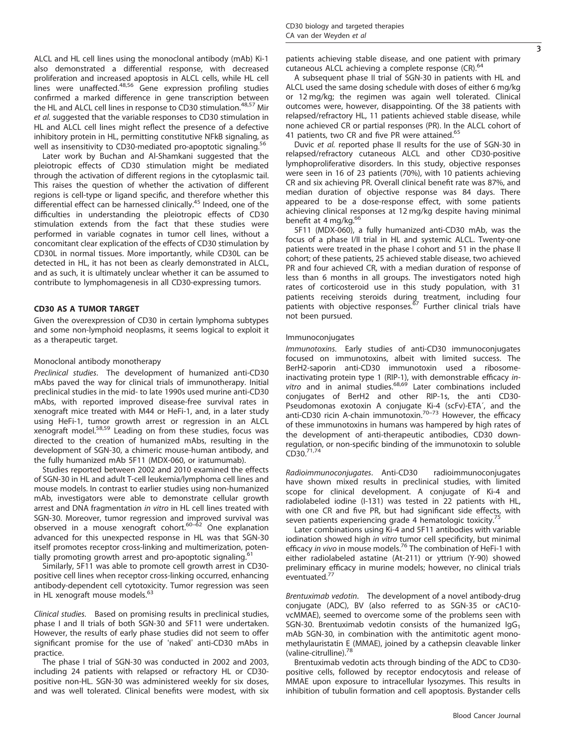ALCL and HL cell lines using the monoclonal antibody (mAb) Ki-1 also demonstrated a differential response, with decreased proliferation and increased apoptosis in ALCL cells, while HL cell lines were unaffected.[48,56] Gene expression profiling studies confirmed a marked difference in gene transcription between the HL and ALCL cell lines in response to CD30 stimulation.[48,57] Mir *et al.* suggested that the variable responses to CD30 stimulation in HL and ALCL cell lines might reflect the presence of a defective inhibitory protein in HL, permitting constitutive NFkB signaling, as well as insensitivity to CD30-mediated pro-apoptotic signaling.[56]

Later work by Buchan and Al-Shamkani suggested that the pleiotropic effects of CD30 stimulation might be mediated through the activation of different regions in the cytoplasmic tail. This raises the question of whether the activation of different regions is cell-type or ligand specific, and therefore whether this differential effect can be harnessed clinically.[45] Indeed, one of the difficulties in understanding the pleiotropic effects of CD30 stimulation extends from the fact that these studies were performed in variable cognates in tumor cell lines, without a concomitant clear explication of the effects of CD30 stimulation by CD30L in normal tissues. More importantly, while CD30L can be detected in HL, it has not been as clearly demonstrated in ALCL, and as such, it is ultimately unclear whether it can be assumed to contribute to lymphomagenesis in all CD30-expressing tumors.

## CD30 AS A TUMOR TARGET

Given the overexpression of CD30 in certain lymphoma subtypes and some non-lymphoid neoplasms, it seems logical to exploit it as a therapeutic target.

### Monoclonal antibody monotherapy

*Preclinical studies.* The development of humanized anti-CD30 mAbs paved the way for clinical trials of immunotherapy. Initial preclinical studies in the mid- to late 1990s used murine anti-CD30 mAbs, with reported improved disease-free survival rates in xenograft mice treated with M44 or HeFi-1, and, in a later study using HeFi-1, tumor growth arrest or regression in an ALCL xenograft model.[58,59] Leading on from these studies, focus was directed to the creation of humanized mAbs, resulting in the development of SGN-30, a chimeric mouse-human antibody, and the fully humanized mAb 5F11 (MDX-060, or iratumumab).

Studies reported between 2002 and 2010 examined the effects of SGN-30 in HL and adult T-cell leukemia/lymphoma cell lines and mouse models. In contrast to earlier studies using non-humanized mAb, investigators were able to demonstrate cellular growth arrest and DNA fragmentation *in vitro* in HL cell lines treated with SGN-30. Moreover, tumor regression and improved survival was observed in a mouse xenograft cohort.[60–62] One explanation advanced for this unexpected response in HL was that SGN-30 itself promotes receptor cross-linking and multimerization, potentially promoting growth arrest and pro-apoptotic signaling.[61]

Similarly, 5F11 was able to promote cell growth arrest in CD30-positive cell lines when receptor cross-linking occurred, enhancing antibody-dependent cell cytotoxicity. Tumor regression was seen in HL xenograft mouse models.[63]

*Clinical studies.* Based on promising results in preclinical studies, phase I and II trials of both SGN-30 and 5F11 were undertaken. However, the results of early phase studies did not seem to offer significant promise for the use of 'naked' anti-CD30 mAbs in practice.

The phase I trial of SGN-30 was conducted in 2002 and 2003, including 24 patients with relapsed or refractory HL or CD30-positive non-HL. SGN-30 was administered weekly for six doses, and was well tolerated. Clinical benefits were modest, with six patients achieving stable disease, and one patient with primary cutaneous ALCL achieving a complete response (CR).[64]

A subsequent phase II trial of SGN-30 in patients with HL and ALCL used the same dosing schedule with doses of either 6 mg/kg or 12 mg/kg; the regimen was again well tolerated. Clinical outcomes were, however, disappointing. Of the 38 patients with relapsed/refractory HL, 11 patients achieved stable disease, while none achieved CR or partial responses (PR). In the ALCL cohort of 41 patients, two CR and five PR were attained.[65]

Duvic *et al.* reported phase II results for the use of SGN-30 in relapsed/refractory cutaneous ALCL and other CD30-positive lymphoproliferative disorders. In this study, objective responses were seen in 16 of 23 patients (70%), with 10 patients achieving CR and six achieving PR. Overall clinical benefit rate was 87%, and median duration of objective response was 84 days. There appeared to be a dose-response effect, with some patients achieving clinical responses at 12 mg/kg despite having minimal benefit at 4 mg/kg.[66]

5F11 (MDX-060), a fully humanized anti-CD30 mAb, was the focus of a phase I/II trial in HL and systemic ALCL. Twenty-one patients were treated in the phase I cohort and 51 in the phase II cohort; of these patients, 25 achieved stable disease, two achieved PR and four achieved CR, with a median duration of response of less than 6 months in all groups. The investigators noted high rates of corticosteroid use in this study population, with 31 patients receiving steroids during treatment, including four patients with objective responses.[67] Further clinical trials have not been pursued.

### Immunoconjugates

*Immunotoxins.* Early studies of anti-CD30 immunoconjugates focused on immunotoxins, albeit with limited success. The BerH2-saporin anti-CD30 immunotoxin used a ribosome-inactivating protein type 1 (RIP-1), with demonstrable efficacy *in-vitro* and in animal studies.[68,69] Later combinations included conjugates of BerH2 and other RIP-1s, the anti CD30-Pseudomonas exotoxin A conjugate Ki-4 (scFv)-ETA′, and the anti-CD30 ricin A-chain immunotoxin.[70–73] However, the efficacy of these immunotoxins in humans was hampered by high rates of the development of anti-therapeutic antibodies, CD30 down-regulation, or non-specific binding of the immunotoxin to soluble CD30.[71,74]

*Radioimmunoconjugates.* Anti-CD30 radioimmunoconjugates have shown mixed results in preclinical studies, with limited scope for clinical development. A conjugate of Ki-4 and radiolabeled iodine (I-131) was tested in 22 patients with HL, with one CR and five PR, but had significant side effects, with seven patients experiencing grade 4 hematologic toxicity.[75]

Later combinations using Ki-4 and 5F11 antibodies with variable iodination showed high *in vitro* tumor cell specificity, but minimal efficacy *in vivo* in mouse models.[76] The combination of HeFi-1 with either radiolabeled astatine (At-211) or yttrium (Y-90) showed preliminary efficacy in murine models; however, no clinical trials eventuated.[77]

*Brentuximab vedotin.* The development of a novel antibody-drug conjugate (ADC), BV (also referred to as SGN-35 or cAC10-vcMMAE), seemed to overcome some of the problems seen with SGN-30. Brentuximab vedotin consists of the humanized $IgG_1$ mAb SGN-30, in combination with the antimitotic agent monomethylauristatin E (MMAE), joined by a cathepsin cleavable linker (valine-citrulline).[78]

Brentuximab vedotin acts through binding of the ADC to CD30-positive cells, followed by receptor endocytosis and release of MMAE upon exposure to intracellular lysozymes. This results in inhibition of tubulin formation and cell apoptosis. Bystander cells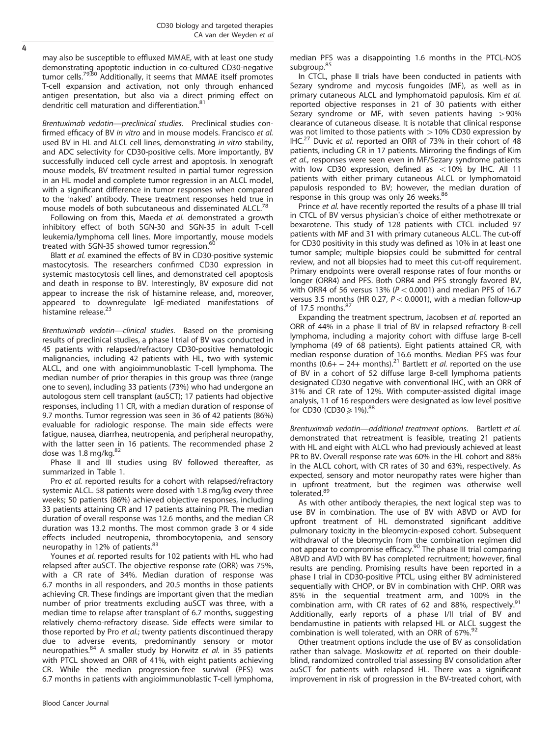may also be susceptible to effluxed MMAE, with at least one study demonstrating apoptotic induction in co-cultured CD30-negative tumor cells.[79,80] Additionally, it seems that MMAE itself promotes T-cell expansion and activation, not only through enhanced antigen presentation, but also via a direct priming effect on dendritic cell maturation and differentiation.[81]

*Brentuximab vedotin—preclinical studies*. Preclinical studies confirmed efficacy of BV *in vitro* and in mouse models. Francisco *et al.* used BV in HL and ALCL cell lines, demonstrating *in vitro* stability, and ADC selectivity for CD30-positive cells. More importantly, BV successfully induced cell cycle arrest and apoptosis. In xenograft mouse models, BV treatment resulted in partial tumor regression in an HL model and complete tumor regression in an ALCL model, with a significant difference in tumor responses when compared to the 'naked' antibody. These treatment responses held true in mouse models of both subcutaneous and disseminated ALCL.[78]

Following on from this, Maeda *et al.* demonstrated a growth inhibitory effect of both SGN-30 and SGN-35 in adult T-cell leukemia/lymphoma cell lines. More importantly, mouse models treated with SGN-35 showed tumor regression.[60]

Blatt *et al.* examined the effects of BV in CD30-positive systemic mastocytosis. The researchers confirmed CD30 expression in systemic mastocytosis cell lines, and demonstrated cell apoptosis and death in response to BV. Interestingly, BV exposure did not appear to increase the risk of histamine release, and, moreover, appeared to downregulate IgE-mediated manifestations of histamine release.[23]

*Brentuximab vedotin—clinical studies*. Based on the promising results of preclinical studies, a phase I trial of BV was conducted in 45 patients with relapsed/refractory CD30-positive hematologic malignancies, including 42 patients with HL, two with systemic ALCL, and one with angioimmunoblastic T-cell lymphoma. The median number of prior therapies in this group was three (range one to seven), including 33 patients (73%) who had undergone an autologous stem cell transplant (auSCT); 17 patients had objective responses, including 11 CR, with a median duration of response of 9.7 months. Tumor regression was seen in 36 of 42 patients (86%) evaluable for radiologic response. The main side effects were fatigue, nausea, diarrhea, neutropenia, and peripheral neuropathy, with the latter seen in 16 patients. The recommended phase 2 dose was 1.8 mg/kg.[82]

Phase II and III studies using BV followed thereafter, as summarized in Table 1.

Pro *et al.* reported results for a cohort with relapsed/refractory systemic ALCL. 58 patients were dosed with 1.8 mg/kg every three weeks; 50 patients (86%) achieved objective responses, including 33 patients attaining CR and 17 patients attaining PR. The median duration of overall response was 12.6 months, and the median CR duration was 13.2 months. The most common grade 3 or 4 side effects included neutropenia, thrombocytopenia, and sensory neuropathy in 12% of patients.[83]

Younes *et al.* reported results for 102 patients with HL who had relapsed after auSCT. The objective response rate (ORR) was 75%, with a CR rate of 34%. Median duration of response was 6.7 months in all responders, and 20.5 months in those patients achieving CR. These findings are important given that the median number of prior treatments excluding auSCT was three, with a median time to relapse after transplant of 6.7 months, suggesting relatively chemo-refractory disease. Side effects were similar to those reported by Pro *et al.*; twenty patients discontinued therapy due to adverse events, predominantly sensory or motor neuropathies.[84] A smaller study by Horwitz *et al.* in 35 patients with PTCL showed an ORR of 41%, with eight patients achieving CR. While the median progression-free survival (PFS) was 6.7 months in patients with angioimmunoblastic T-cell lymphoma, median PFS was a disappointing 1.6 months in the PTCL-NOS subgroup.[85]

In CTCL, phase II trials have been conducted in patients with Sezary syndrome and mycosis fungoides (MF), as well as in primary cutaneous ALCL and lymphomatoid papulosis. Kim *et al.* reported objective responses in 21 of 30 patients with either Sezary syndrome or MF, with seven patients having >90% clearance of cutaneous disease. It is notable that clinical response was not limited to those patients with >10% CD30 expression by IHC.[27] Duvic *et al.* reported an ORR of 73% in their cohort of 48 patients, including CR in 17 patients. Mirroring the findings of Kim *et al.*, responses were seen even in MF/Sezary syndrome patients with low CD30 expression, defined as <10% by IHC. All 11 patients with either primary cutaneous ALCL or lymphomatoid papulosis responded to BV; however, the median duration of response in this group was only 26 weeks.[86]

Prince *et al.* have recently reported the results of a phase III trial in CTCL of BV versus physician's choice of either methotrexate or bexarotene. This study of 128 patients with CTCL included 97 patients with MF and 31 with primary cutaneous ALCL. The cut-off for CD30 positivity in this study was defined as 10% in at least one tumor sample; multiple biopsies could be submitted for central review, and not all biopsies had to meet this cut-off requirement. Primary endpoints were overall response rates of four months or longer (ORR4) and PFS. Both ORR4 and PFS strongly favored BV, with ORR4 of 56 versus 13% ($P<0.0001$) and median PFS of 16.7 versus 3.5 months (HR 0.27, $P<0.0001$), with a median follow-up of 17.5 months.[87]

Expanding the treatment spectrum, Jacobsen *et al.* reported an ORR of 44% in a phase II trial of BV in relapsed refractory B-cell lymphoma, including a majority cohort with diffuse large B-cell lymphoma (49 of 68 patients). Eight patients attained CR, with median response duration of 16.6 months. Median PFS was four months (0.6+ – 24+ months).[21] Bartlett *et al.* reported on the use of BV in a cohort of 52 diffuse large B-cell lymphoma patients designated CD30 negative with conventional IHC, with an ORR of 31% and CR rate of 12%. With computer-assisted digital image analysis, 11 of 16 responders were designated as low level positive for CD30 (CD30 ⩾ 1%).[88]

*Brentuximab vedotin—additional treatment options*. Bartlett *et al.* demonstrated that retreatment is feasible, treating 21 patients with HL and eight with ALCL who had previously achieved at least PR to BV. Overall response rate was 60% in the HL cohort and 88% in the ALCL cohort, with CR rates of 30 and 63%, respectively. As expected, sensory and motor neuropathy rates were higher than in upfront treatment, but the regimen was otherwise well tolerated.[89]

As with other antibody therapies, the next logical step was to use BV in combination. The use of BV with ABVD or AVD for upfront treatment of HL demonstrated significant additive pulmonary toxicity in the bleomycin-exposed cohort. Subsequent withdrawal of the bleomycin from the combination regimen did not appear to compromise efficacy.[90] The phase III trial comparing ABVD and AVD with BV has completed recruitment; however, final results are pending. Promising results have been reported in a phase I trial in CD30-positive PTCL, using either BV administered sequentially with CHOP, or BV in combination with CHP. ORR was 85% in the sequential treatment arm, and 100% in the combination arm, with CR rates of 62 and 88%, respectively.[91] Additionally, early reports of a phase I/II trial of BV and bendamustine in patients with relapsed HL or ALCL suggest the combination is well tolerated, with an ORR of 67%.[92]

Other treatment options include the use of BV as consolidation rather than salvage. Moskowitz *et al.* reported on their double-blind, randomized controlled trial assessing BV consolidation after auSCT for patients with relapsed HL. There was a significant improvement in risk of progression in the BV-treated cohort, with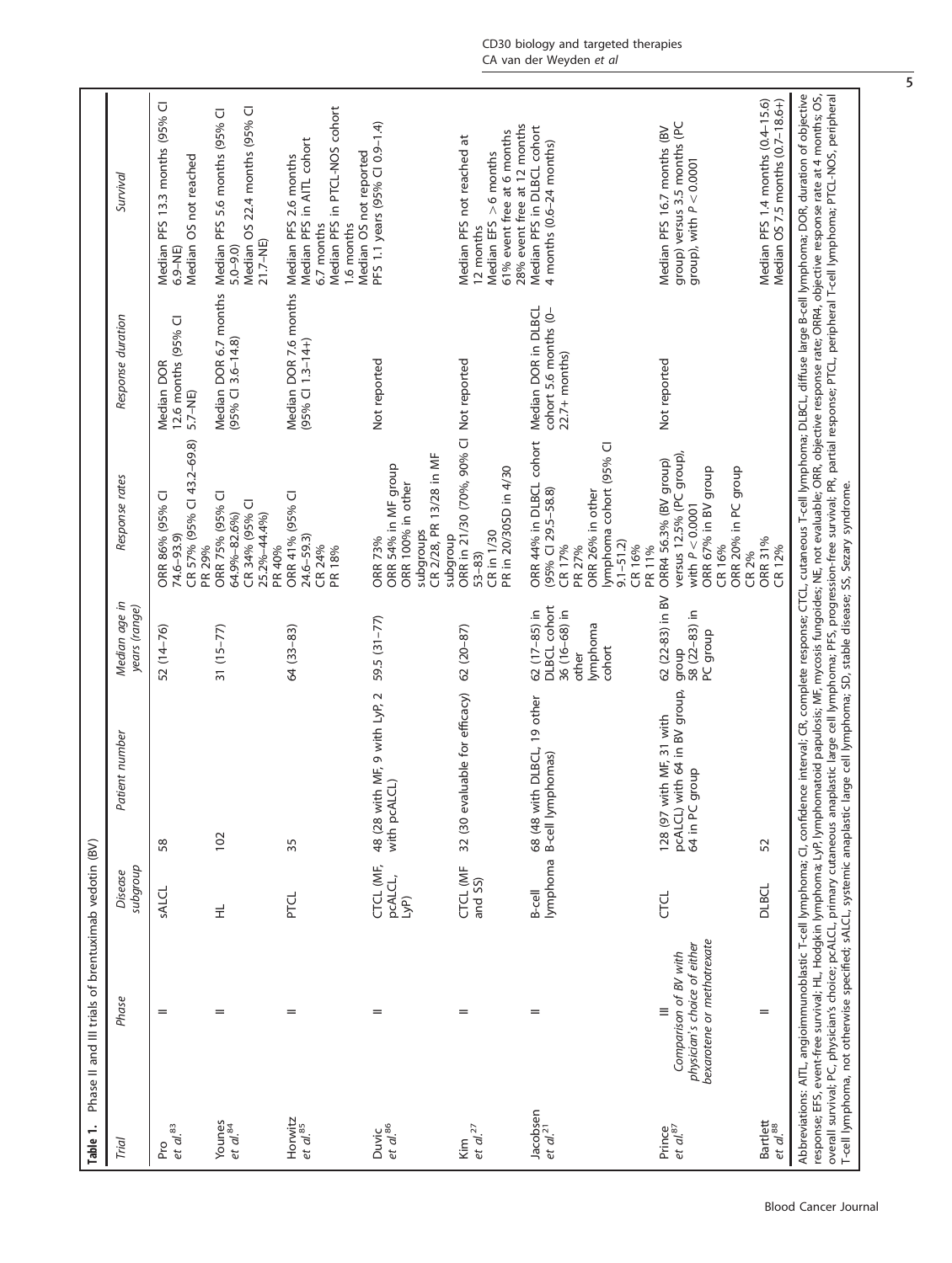**Table 1.** Phase II and III trials of brentuximab vedotin (BV)

| Trial | Phase | Disease subgroup | Patient number | Median age in years (range) | Response rates | Response duration | Survival |
|---|---|---|---|---|---|---|---|
| Pro *et al.*[83] | II | sALCL | 58 | 52 (14–76) | ORR 86% (95% CI 74.6–93.9) CR 57% (95% CI 43.2–69.8) PR 29% | Median DOR 12.6 months (95% CI 5.7–NE) | Median PFS 13.3 months (95% CI 6.9–NE) Median OS not reached |
| Younes *et al.*[84] | II | HL | 102 | 31 (15–77) | ORR 75% (95% CI 64.9%–82.6%) CR 34% (95% CI 25.2%–44.4%) PR 40% | Median DOR 6.7 months (95% CI 3.6–14.8) | Median PFS 5.6 months (95% CI 5.0–9.0) Median OS 22.4 months (95% CI 21.7–NE) |
| Horwitz *et al.*[85] | II | PTCL | 35 | 64 (33–83) | ORR 41% (95% CI 24.6–59.3) CR 24% PR 18% | Median DOR 7.6 months (95% CI 1.3–14+) | Median PFS 2.6 months Median PFS in AITL cohort 6.7 months Median PFS in PTCL-NOS cohort 1.6 months Median OS not reported |
| Duvic *et al.*[86] | II | CTCL (MF, pcALCL, LyP) | 48 (28 with MF, 9 with LyP, 2 with pcALCL) | 59.5 (31–77) | ORR 73% ORR 54% in MF group ORR 100% in other subgroups CR 2/28, PR 13/28 in MF subgroup | Not reported | PFS 1.1 years (95% CI 0.9–1.4) |
| Kim *et al.*[27] | II | CTCL (MF and SS) | 32 (30 evaluable for efficacy) | 62 (20–87) | ORR in 21/30 (70%, 90% CI 53–83) CR in 1/30 PR in 20/30SD in 4/30 | Not reported | Median PFS not reached at 12 months Median EFS >6 months 61% event free at 6 months 28% event free at 12 months |
| Jacobsen *et al.*[21] | II | B-cell lymphoma | 68 (48 with DLBCL, 19 other B-cell lymphomas) | 62 (17–85) in DLBCL cohort 36 (16–68) in other lymphoma cohort | ORR 44% in DLBCL cohort (95% CI 29.5–58.8) CR 17% PR 27% ORR 26% in other lymphoma cohort (95% CI 9.1–51.2) CR 16% PR 11% | Median DOR in DLBCL cohort 5.6 months (0–22.7+ months) | Median PFS in DLBCL cohort 4 months (0.6–24 months) |
| Prince *et al.*[87] | III *Comparison of BV with physician's choice of either bexarotene or methotrexate* | CTCL | 128 (97 with MF, 31 with pcALCL) with 64 in BV group, 64 in PC group | 62 (22–83) in BV group 58 (22–83) in PC group | ORR4 56.3% (BV group) versus 12.5% (PC group), with $P<0.0001$ ORR 67% in BV group CR 16% ORR 20% in PC group CR 2% | Not reported | Median PFS 16.7 months (BV group) versus 3.5 months (PC group), with $P<0.0001$ |
| Bartlett *et al.*[88] | II | DLBCL | 52 | | ORR 31% CR 12% | | Median PFS 1.4 months (0.4–15.6) Median OS 7.5 months (0.7–18.6+) |

Abbreviations: AITL, angioimmunoblastic T-cell lymphoma; CI, confidence interval; CR, complete response; CTCL, cutaneous T-cell lymphoma; DLBCL, diffuse large B-cell lymphoma; DOR, duration of objective response; EFS, event-free survival; HL, Hodgkin lymphoma; LyP, lymphomatoid papulosis; MF, mycosis fungoides; NE, not evaluable; ORR, objective response rate; ORR4, objective response rate at 4 months; OS, overall survival; PC, physician's choice; pcALCL, primary cutaneous anaplastic large cell lymphoma; PFS, progression-free survival; PR, partial response; PTCL, peripheral T-cell lymphoma; PTCL-NOS, peripheral T-cell lymphoma, not otherwise specified; sALCL, systemic anaplastic large cell lymphoma; SD, stable disease; SS, Sezary syndrome.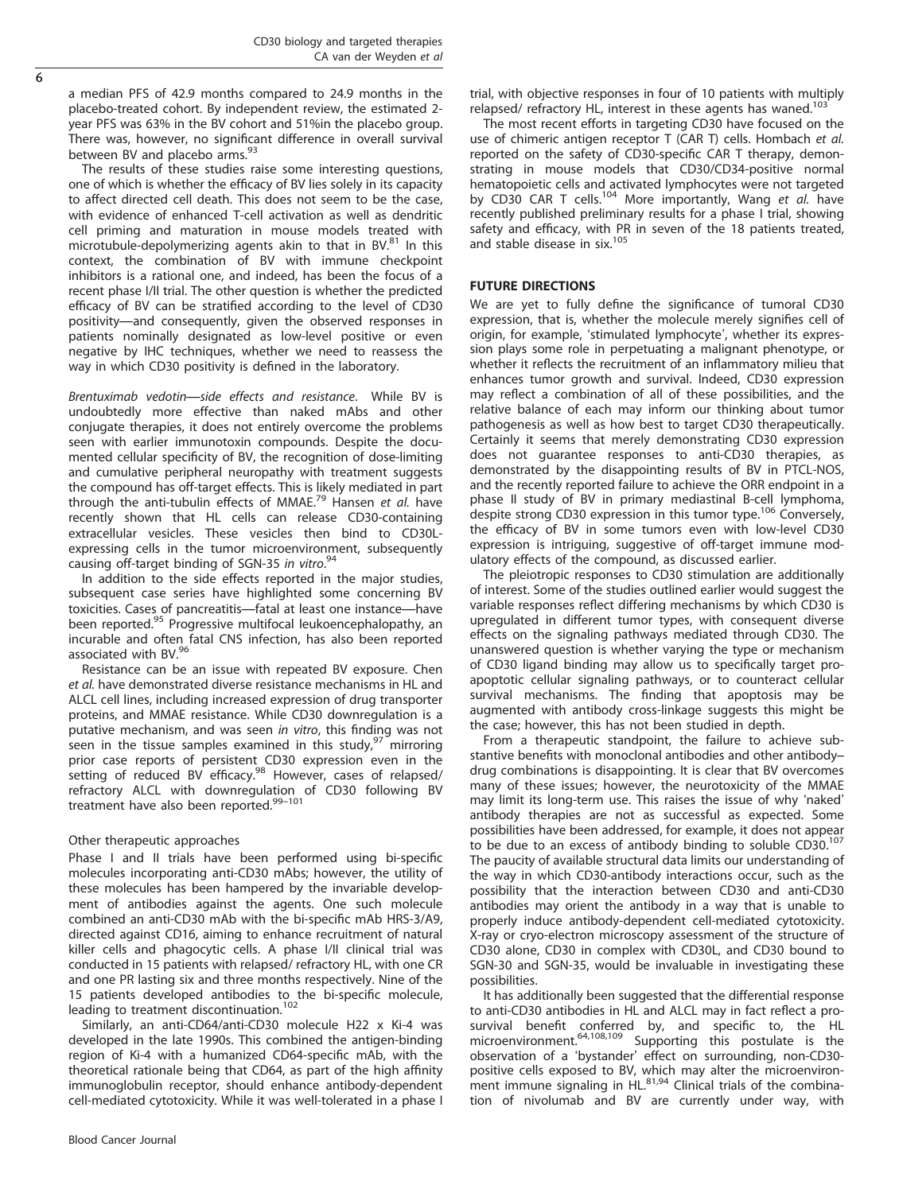a median PFS of 42.9 months compared to 24.9 months in the placebo-treated cohort. By independent review, the estimated 2-year PFS was 63% in the BV cohort and 51%in the placebo group. There was, however, no significant difference in overall survival between BV and placebo arms.[93]

The results of these studies raise some interesting questions, one of which is whether the efficacy of BV lies solely in its capacity to affect directed cell death. This does not seem to be the case, with evidence of enhanced T-cell activation as well as dendritic cell priming and maturation in mouse models treated with microtubule-depolymerizing agents akin to that in BV.[81] In this context, the combination of BV with immune checkpoint inhibitors is a rational one, and indeed, has been the focus of a recent phase I/II trial. The other question is whether the predicted efficacy of BV can be stratified according to the level of CD30 positivity—and consequently, given the observed responses in patients nominally designated as low-level positive or even negative by IHC techniques, whether we need to reassess the way in which CD30 positivity is defined in the laboratory.

*Brentuximab vedotin—side effects and resistance*. While BV is undoubtedly more effective than naked mAbs and other conjugate therapies, it does not entirely overcome the problems seen with earlier immunotoxin compounds. Despite the documented cellular specificity of BV, the recognition of dose-limiting and cumulative peripheral neuropathy with treatment suggests the compound has off-target effects. This is likely mediated in part through the anti-tubulin effects of MMAE.[79] Hansen *et al.* have recently shown that HL cells can release CD30-containing extracellular vesicles. These vesicles then bind to CD30L-expressing cells in the tumor microenvironment, subsequently causing off-target binding of SGN-35 *in vitro*.[94]

In addition to the side effects reported in the major studies, subsequent case series have highlighted some concerning BV toxicities. Cases of pancreatitis—fatal at least one instance—have been reported.[95] Progressive multifocal leukoencephalopathy, an incurable and often fatal CNS infection, has also been reported associated with BV.[96]

Resistance can be an issue with repeated BV exposure. Chen *et al.* have demonstrated diverse resistance mechanisms in HL and ALCL cell lines, including increased expression of drug transporter proteins, and MMAE resistance. While CD30 downregulation is a putative mechanism, and was seen *in vitro*, this finding was not seen in the tissue samples examined in this study,[97] mirroring prior case reports of persistent CD30 expression even in the setting of reduced BV efficacy.[98] However, cases of relapsed/refractory ALCL with downregulation of CD30 following BV treatment have also been reported.[99–101]

### Other therapeutic approaches

Phase I and II trials have been performed using bi-specific molecules incorporating anti-CD30 mAbs; however, the utility of these molecules has been hampered by the invariable development of antibodies against the agents. One such molecule combined an anti-CD30 mAb with the bi-specific mAb HRS-3/A9, directed against CD16, aiming to enhance recruitment of natural killer cells and phagocytic cells. A phase I/II clinical trial was conducted in 15 patients with relapsed/ refractory HL, with one CR and one PR lasting six and three months respectively. Nine of the 15 patients developed antibodies to the bi-specific molecule, leading to treatment discontinuation.[102]

Similarly, an anti-CD64/anti-CD30 molecule H22 x Ki-4 was developed in the late 1990s. This combined the antigen-binding region of Ki-4 with a humanized CD64-specific mAb, with the theoretical rationale being that CD64, as part of the high affinity immunoglobulin receptor, should enhance antibody-dependent cell-mediated cytotoxicity. While it was well-tolerated in a phase I trial, with objective responses in four of 10 patients with multiply relapsed/ refractory HL, interest in these agents has waned.[103]

The most recent efforts in targeting CD30 have focused on the use of chimeric antigen receptor T (CAR T) cells. Hombach *et al.* reported on the safety of CD30-specific CAR T therapy, demonstrating in mouse models that CD30/CD34-positive normal hematopoietic cells and activated lymphocytes were not targeted by CD30 CAR T cells.[104] More importantly, Wang *et al.* have recently published preliminary results for a phase I trial, showing safety and efficacy, with PR in seven of the 18 patients treated, and stable disease in six.[105]

## FUTURE DIRECTIONS

We are yet to fully define the significance of tumoral CD30 expression, that is, whether the molecule merely signifies cell of origin, for example, 'stimulated lymphocyte', whether its expression plays some role in perpetuating a malignant phenotype, or whether it reflects the recruitment of an inflammatory milieu that enhances tumor growth and survival. Indeed, CD30 expression may reflect a combination of all of these possibilities, and the relative balance of each may inform our thinking about tumor pathogenesis as well as how best to target CD30 therapeutically. Certainly it seems that merely demonstrating CD30 expression does not guarantee responses to anti-CD30 therapies, as demonstrated by the disappointing results of BV in PTCL-NOS, and the recently reported failure to achieve the ORR endpoint in a phase II study of BV in primary mediastinal B-cell lymphoma, despite strong CD30 expression in this tumor type.[106] Conversely, the efficacy of BV in some tumors even with low-level CD30 expression is intriguing, suggestive of off-target immune modulatory effects of the compound, as discussed earlier.

The pleiotropic responses to CD30 stimulation are additionally of interest. Some of the studies outlined earlier would suggest the variable responses reflect differing mechanisms by which CD30 is upregulated in different tumor types, with consequent diverse effects on the signaling pathways mediated through CD30. The unanswered question is whether varying the type or mechanism of CD30 ligand binding may allow us to specifically target pro-apoptotic cellular signaling pathways, or to counteract cellular survival mechanisms. The finding that apoptosis may be augmented with antibody cross-linkage suggests this might be the case; however, this has not been studied in depth.

From a therapeutic standpoint, the failure to achieve substantive benefits with monoclonal antibodies and other antibody–drug combinations is disappointing. It is clear that BV overcomes many of these issues; however, the neurotoxicity of the MMAE may limit its long-term use. This raises the issue of why 'naked' antibody therapies are not as successful as expected. Some possibilities have been addressed, for example, it does not appear to be due to an excess of antibody binding to soluble CD30.[107] The paucity of available structural data limits our understanding of the way in which CD30-antibody interactions occur, such as the possibility that the interaction between CD30 and anti-CD30 antibodies may orient the antibody in a way that is unable to properly induce antibody-dependent cell-mediated cytotoxicity. X-ray or cryo-electron microscopy assessment of the structure of CD30 alone, CD30 in complex with CD30L, and CD30 bound to SGN-30 and SGN-35, would be invaluable in investigating these possibilities.

It has additionally been suggested that the differential response to anti-CD30 antibodies in HL and ALCL may in fact reflect a pro-survival benefit conferred by, and specific to, the HL microenvironment.[64,108,109] Supporting this postulate is the observation of a 'bystander' effect on surrounding, non-CD30-positive cells exposed to BV, which may alter the microenvironment immune signaling in HL.[81,94] Clinical trials of the combination of nivolumab and BV are currently under way, with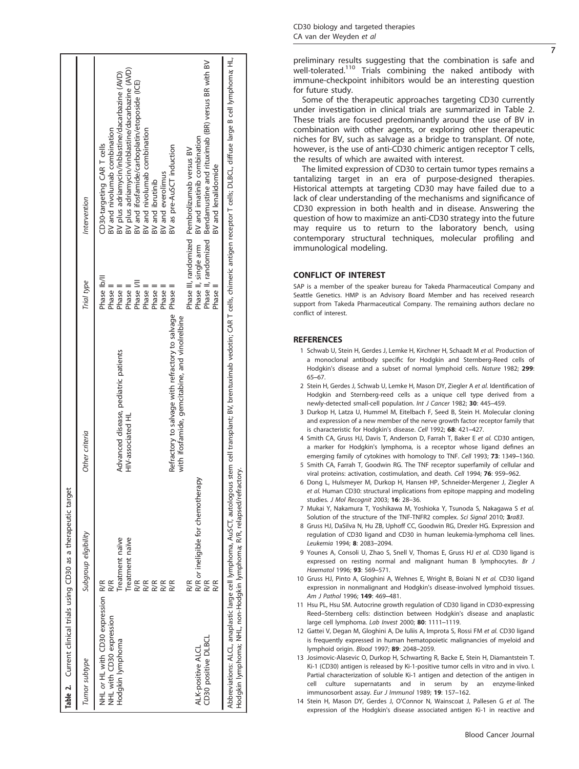**Table 2.** Current clinical trials using CD30 as a therapeutic target

| Tumor subtype | Subgroup eligibility | Other criteria | Trial type | Intervention |
|---|---|---|---|---|
| NHL or HL with CD30 expression | R/R | | Phase Ib/II | CD30-targeting CAR T cells |
| NHL with CD30 expression | R/R | | Phase II | BV and nivolumab combination |
| Hodgkin lymphoma | Treatment naive | Advanced disease, pediatric patients | Phase II | BV plus adriamycin/inblastine/dacarbazine (AVD) |
| | Treatment naive | HIV-associated HL | Phase II | BV plus adriamycin/vinblastine/dacarbazine (AVD) |
| | R/R | | Phase I/II | BV and ifosfamide/carboplatin/etoposide (ICE) |
| | R/R | | Phase II | BV and nivolumab combination |
| | R/R | | Phase II | BV and ibrutinib |
| | R/R | | Phase II | BV and everolimus |
| | R/R | Refractory to salvage with refractory to salvage with ifosfamide, gemcitabine, and vinolrelbine | Phase II | BV as pre-AuSCT induction |
| | R/R | | Phase III, randomized | Pembrolizumab versus BV |
| ALK-positive ALCL | R/R or ineligible for chemotherapy | | Phase II, single arm | BV and imatinib combination |
| CD30 positive DLBCL | R/R | | Phase II, randomized | Bendamustine and rituximab (BR) versus BR with BV |
| | R/R | | Phase II | BV and lenalidomide |

Abbreviations: ALCL, anaplastic large cell lymphoma, AuSCT, autologous stem cell transplant; BV, brentuximab vedotin; CAR T cells, chimeric antigen receptor T cells; DLBCL, diffuse large B cell lymphoma; HL, Hodgkin lymphoma; NHL, non-Hodgkin lymphoma; R/R, relapsed/refractory.

preliminary results suggesting that the combination is safe and well-tolerated.[110] Trials combining the naked antibody with immune-checkpoint inhibitors would be an interesting question for future study.

Some of the therapeutic approaches targeting CD30 currently under investigation in clinical trials are summarized in Table 2. These trials are focused predominantly around the use of BV in combination with other agents, or exploring other therapeutic niches for BV, such as salvage as a bridge to transplant. Of note, however, is the use of anti-CD30 chimeric antigen receptor T cells, the results of which are awaited with interest.

The limited expression of CD30 to certain tumor types remains a tantalizing target in an era of purpose-designed therapies. Historical attempts at targeting CD30 may have failed due to a lack of clear understanding of the mechanisms and significance of CD30 expression in both health and in disease. Answering the question of how to maximize an anti-CD30 strategy into the future may require us to return to the laboratory bench, using contemporary structural techniques, molecular profiling and immunological modeling.

## CONFLICT OF INTEREST

SAP is a member of the speaker bureau for Takeda Pharmaceutical Company and Seattle Genetics. HMP is an Advisory Board Member and has received research support from Takeda Pharmaceutical Company. The remaining authors declare no conflict of interest.

## REFERENCES

1. Schwab U, Stein H, Gerdes J, Lemke H, Kirchner H, Schaadt M *et al.* Production of a monoclonal antibody specific for Hodgkin and Sternberg-Reed cells of Hodgkin's disease and a subset of normal lymphoid cells. *Nature* 1982; **299**: 65–67.
2. Stein H, Gerdes J, Schwab U, Lemke H, Mason DY, Ziegler A *et al.* Identification of Hodgkin and Sternberg-reed cells as a unique cell type derived from a newly-detected small-cell population. *Int J Cancer* 1982; **30**: 445–459.
3. Durkop H, Latza U, Hummel M, Eitelbach F, Seed B, Stein H. Molecular cloning and expression of a new member of the nerve growth factor receptor family that is characteristic for Hodgkin's disease. *Cell* 1992; **68**: 421–427.
4. Smith CA, Gruss HJ, Davis T, Anderson D, Farrah T, Baker E *et al.* CD30 antigen, a marker for Hodgkin's lymphoma, is a receptor whose ligand defines an emerging family of cytokines with homology to TNF. *Cell* 1993; **73**: 1349–1360.
5. Smith CA, Farrah T, Goodwin RG. The TNF receptor superfamily of cellular and viral proteins: activation, costimulation, and death. *Cell* 1994; **76**: 959–962.
6. Dong L, Hulsmeyer M, Durkop H, Hansen HP, Schneider-Mergener J, Ziegler A *et al.* Human CD30: structural implications from epitope mapping and modeling studies. *J Mol Recognit* 2003; **16**: 28–36.
7. Mukai Y, Nakamura T, Yoshikawa M, Yoshioka Y, Tsunoda S, Nakagawa S *et al.* Solution of the structure of the TNF-TNFR2 complex. *Sci Signal* 2010; **3***ra83*.
8. Gruss HJ, DaSilva N, Hu ZB, Uphoff CC, Goodwin RG, Drexler HG. Expression and regulation of CD30 ligand and CD30 in human leukemia-lymphoma cell lines. *Leukemia* 1994; **8**: 2083–2094.
9. Younes A, Consoli U, Zhao S, Snell V, Thomas E, Gruss HJ *et al.* CD30 ligand is expressed on resting normal and malignant human B lymphocytes. *Br J Haematol* 1996; **93**: 569–571.
10. Gruss HJ, Pinto A, Gloghini A, Wehnes E, Wright B, Boiani N *et al.* CD30 ligand expression in nonmalignant and Hodgkin's disease-involved lymphoid tissues. *Am J Pathol* 1996; **149**: 469–481.
11. Hsu PL, Hsu SM. Autocrine growth regulation of CD30 ligand in CD30-expressing Reed–Sternberg cells: distinction between Hodgkin's disease and anaplastic large cell lymphoma. *Lab Invest* 2000; **80**: 1111–1119.
12. Gattei V, Degan M, Gloghini A, De Iuliis A, Improta S, Rossi FM *et al.* CD30 ligand is frequently expressed in human hematopoietic malignancies of myeloid and lymphoid origin. *Blood* 1997; **89**: 2048–2059.
13. Josimovic-Alasevic O, Durkop H, Schwarting R, Backe E, Stein H, Diamantstein T. Ki-1 (CD30) antigen is released by Ki-1-positive tumor cells in vitro and in vivo. I. Partial characterization of soluble Ki-1 antigen and detection of the antigen in cell culture supernatants and in serum by an enzyme-linked immunosorbent assay. *Eur J Immunol* 1989; **19**: 157–162.
14. Stein H, Mason DY, Gerdes J, O'Connor N, Wainscoat J, Pallesen G *et al.* The expression of the Hodgkin's disease associated antigen Ki-1 in reactive and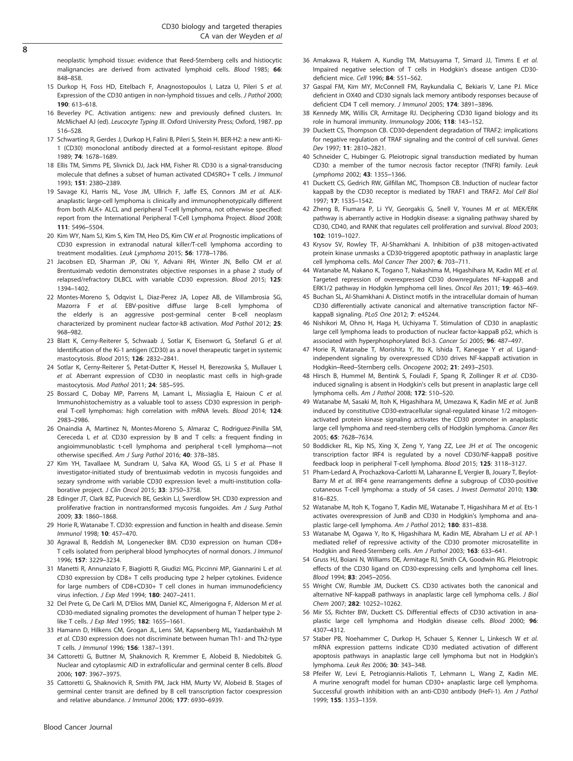neoplastic lymphoid tissue: evidence that Reed-Sternberg cells and histiocytic malignancies are derived from activated lymphoid cells. *Blood* 1985; **66**: 848–858.

15 Durkop H, Foss HD, Eitelbach F, Anagnostopoulos I, Latza U, Pileri S *et al.* Expression of the CD30 antigen in non-lymphoid tissues and cells. *J Pathol* 2000; **190**: 613–618.

16 Beverley PC. Activation antigens: new and previously defined clusters. In: McMichael AJ (ed). *Leucocyte Typing III*. Oxford University Press; Oxford, 1987. pp 516–528.

17 Schwarting R, Gerdes J, Durkop H, Falini B, Pileri S, Stein H. BER-H2: a new anti-Ki-1 (CD30) monoclonal antibody directed at a formol-resistant epitope. *Blood* 1989; **74**: 1678–1689.

18 Ellis TM, Simms PE, Slivnick DJ, Jack HM, Fisher RI. CD30 is a signal-transducing molecule that defines a subset of human activated CD45RO+ T cells. *J Immunol* 1993; **151**: 2380–2389.

19 Savage KJ, Harris NL, Vose JM, Ullrich F, Jaffe ES, Connors JM *et al.* ALK-anaplastic large-cell lymphoma is clinically and immunophenotypically different from both ALK+ ALCL and peripheral T-cell lymphoma, not otherwise specified: report from the International Peripheral T-Cell Lymphoma Project. *Blood* 2008; **111**: 5496–5504.

20 Kim WY, Nam SJ, Kim S, Kim TM, Heo DS, Kim CW *et al.* Prognostic implications of CD30 expression in extranodal natural killer/T-cell lymphoma according to treatment modalities. *Leuk Lymphoma* 2015; **56**: 1778–1786.

21 Jacobsen ED, Sharman JP, Oki Y, Advani RH, Winter JN, Bello CM *et al.* Brentuximab vedotin demonstrates objective responses in a phase 2 study of relapsed/refractory DLBCL with variable CD30 expression. *Blood* 2015; **125**: 1394–1402.

22 Montes-Moreno S, Odqvist L, Diaz-Perez JA, Lopez AB, de Villambrosia SG, Mazorra F *et al.* EBV-positive diffuse large B-cell lymphoma of the elderly is an aggressive post-germinal center B-cell neoplasm characterized by prominent nuclear factor-kB activation. *Mod Pathol* 2012; **25**: 968–982.

23 Blatt K, Cerny-Reiterer S, Schwaab J, Sotlar K, Eisenwort G, Stefanzl G *et al.* Identification of the Ki-1 antigen (CD30) as a novel therapeutic target in systemic mastocytosis. *Blood* 2015; **126**: 2832–2841.

24 Sotlar K, Cerny-Reiterer S, Petat-Dutter K, Hessel H, Berezowska S, Mullauer L *et al.* Aberrant expression of CD30 in neoplastic mast cells in high-grade mastocytosis. *Mod Pathol* 2011; **24**: 585–595.

25 Bossard C, Dobay MP, Parrens M, Lamant L, Missiaglia E, Haioun C *et al.* Immunohistochemistry as a valuable tool to assess CD30 expression in peripheral T-cell lymphomas: high correlation with mRNA levels. *Blood* 2014; **124**: 2983–2986.

26 Onaindia A, Martinez N, Montes-Moreno S, Almaraz C, Rodriguez-Pinilla SM, Cereceda L *et al.* CD30 expression by B and T cells: a frequent finding in angioimmunoblastic t-cell lymphoma and peripheral t-cell lymphoma—not otherwise specified. *Am J Surg Pathol* 2016; **40**: 378–385.

27 Kim YH, Tavallaee M, Sundram U, Salva KA, Wood GS, Li S *et al.* Phase II investigator-initiated study of brentuximab vedotin in mycosis fungoides and sezary syndrome with variable CD30 expression level: a multi-institution collaborative project. *J Clin Oncol* 2015; **33**: 3750–3758.

28 Edinger JT, Clark BZ, Pucevich BE, Geskin LJ, Swerdlow SH. CD30 expression and proliferative fraction in nontransformed mycosis fungoides. *Am J Surg Pathol* 2009; **33**: 1860–1868.

29 Horie R, Watanabe T. CD30: expression and function in health and disease. *Semin Immunol* 1998; **10**: 457–470.

30 Agrawal B, Reddish M, Longenecker BM. CD30 expression on human CD8+ T cells isolated from peripheral blood lymphocytes of normal donors. *J Immunol* 1996; **157**: 3229–3234.

31 Manetti R, Annunziato F, Biagiotti R, Giudizi MG, Piccinni MP, Giannarini L *et al.* CD30 expression by CD8+ T cells producing type 2 helper cytokines. Evidence for large numbers of CD8+CD30+ T cell clones in human immunodeficiency virus infection. *J Exp Med* 1994; **180**: 2407–2411.

32 Del Prete G, De Carli M, D'Elios MM, Daniel KC, Almerigogna F, Alderson M *et al.* CD30-mediated signaling promotes the development of human T helper type 2-like T cells. *J Exp Med* 1995; **182**: 1655–1661.

33 Hamann D, Hilkens CM, Grogan JL, Lens SM, Kapsenberg ML, Yazdanbakhsh M *et al.* CD30 expression does not discriminate between human Th1- and Th2-type T cells. *J Immunol* 1996; **156**: 1387–1391.

34 Cattoretti G, Buttner M, Shaknovich R, Kremmer E, Alobeid B, Niedobitek G. Nuclear and cytoplasmic AID in extrafollicular and germinal center B cells. *Blood* 2006; **107**: 3967–3975.

35 Cattoretti G, Shaknovich R, Smith PM, Jack HM, Murty VV, Alobeid B. Stages of germinal center transit are defined by B cell transcription factor coexpression and relative abundance. *J Immunol* 2006; **177**: 6930–6939.

36 Amakawa R, Hakem A, Kundig TM, Matsuyama T, Simard JJ, Timms E *et al.* Impaired negative selection of T cells in Hodgkin's disease antigen CD30-deficient mice. *Cell* 1996; **84**: 551–562.

37 Gaspal FM, Kim MY, McConnell FM, Raykundalia C, Bekiaris V, Lane PJ. Mice deficient in OX40 and CD30 signals lack memory antibody responses because of deficient CD4 T cell memory. *J Immunol* 2005; **174**: 3891–3896.

38 Kennedy MK, Willis CR, Armitage RJ. Deciphering CD30 ligand biology and its role in humoral immunity. *Immunology* 2006; **118**: 143–152.

39 Duckett CS, Thompson CB. CD30-dependent degradation of TRAF2: implications for negative regulation of TRAF signaling and the control of cell survival. *Genes Dev* 1997; **11**: 2810–2821.

40 Schneider C, Hubinger G. Pleiotropic signal transduction mediated by human CD30: a member of the tumor necrosis factor receptor (TNFR) family. *Leuk Lymphoma* 2002; **43**: 1355–1366.

41 Duckett CS, Gedrich RW, Gilfillan MC, Thompson CB. Induction of nuclear factor kappaB by the CD30 receptor is mediated by TRAF1 and TRAF2. *Mol Cell Biol* 1997; **17**: 1535–1542.

42 Zheng B, Fiumara P, Li YV, Georgakis G, Snell V, Younes M *et al.* MEK/ERK pathway is aberrantly active in Hodgkin disease: a signaling pathway shared by CD30, CD40, and RANK that regulates cell proliferation and survival. *Blood* 2003; **102**: 1019–1027.

43 Krysov SV, Rowley TF, Al-Shamkhani A. Inhibition of p38 mitogen-activated protein kinase unmasks a CD30-triggered apoptotic pathway in anaplastic large cell lymphoma cells. *Mol Cancer Ther* 2007; **6**: 703–711.

44 Watanabe M, Nakano K, Togano T, Nakashima M, Higashihara M, Kadin ME *et al.* Targeted repression of overexpressed CD30 downregulates NF-kappaB and ERK1/2 pathway in Hodgkin lymphoma cell lines. *Oncol Res* 2011; **19**: 463–469.

45 Buchan SL, Al-Shamkhani A. Distinct motifs in the intracellular domain of human CD30 differentially activate canonical and alternative transcription factor NF-kappaB signaling. *PLoS One* 2012; **7**: e45244.

46 Nishikori M, Ohno H, Haga H, Uchiyama T. Stimulation of CD30 in anaplastic large cell lymphoma leads to production of nuclear factor-kappaB p52, which is associated with hyperphosphorylated Bcl-3. *Cancer Sci* 2005; **96**: 487–497.

47 Horie R, Watanabe T, Morishita Y, Ito K, Ishida T, Kanegae Y *et al.* Ligand-independent signaling by overexpressed CD30 drives NF-kappaB activation in Hodgkin–Reed–Sternberg cells. *Oncogene* 2002; **21**: 2493–2503.

48 Hirsch B, Hummel M, Bentink S, Fouladi F, Spang R, Zollinger R *et al.* CD30-induced signaling is absent in Hodgkin's cells but present in anaplastic large cell lymphoma cells. *Am J Pathol* 2008; **172**: 510–520.

49 Watanabe M, Sasaki M, Itoh K, Higashihara M, Umezawa K, Kadin ME *et al.* JunB induced by constitutive CD30-extracellular signal-regulated kinase 1/2 mitogen-activated protein kinase signaling activates the CD30 promoter in anaplastic large cell lymphoma and reed-sternberg cells of Hodgkin lymphoma. *Cancer Res* 2005; **65**: 7628–7634.

50 Boddicker RL, Kip NS, Xing X, Zeng Y, Yang ZZ, Lee JH *et al.* The oncogenic transcription factor IRF4 is regulated by a novel CD30/NF-kappaB positive feedback loop in peripheral T-cell lymphoma. *Blood* 2015; **125**: 3118–3127.

51 Pham-Ledard A, Prochazkova-Carlotti M, Laharanne E, Vergier B, Jouary T, Beylot-Barry M *et al.* IRF4 gene rearrangements define a subgroup of CD30-positive cutaneous T-cell lymphoma: a study of 54 cases. *J Invest Dermatol* 2010; **130**: 816–825.

52 Watanabe M, Itoh K, Togano T, Kadin ME, Watanabe T, Higashihara M *et al.* Ets-1 activates overexpression of JunB and CD30 in Hodgkin's lymphoma and anaplastic large-cell lymphoma. *Am J Pathol* 2012; **180**: 831–838.

53 Watanabe M, Ogawa Y, Ito K, Higashihara M, Kadin ME, Abraham LJ *et al.* AP-1 mediated relief of repressive activity of the CD30 promoter microsatellite in Hodgkin and Reed-Sternberg cells. *Am J Pathol* 2003; **163**: 633–641.

54 Gruss HJ, Boiani N, Williams DE, Armitage RJ, Smith CA, Goodwin RG. Pleiotropic effects of the CD30 ligand on CD30-expressing cells and lymphoma cell lines. *Blood* 1994; **83**: 2045–2056.

55 Wright CW, Rumble JM, Duckett CS. CD30 activates both the canonical and alternative NF-kappaB pathways in anaplastic large cell lymphoma cells. *J Biol Chem* 2007; **282**: 10252–10262.

56 Mir SS, Richter BW, Duckett CS. Differential effects of CD30 activation in anaplastic large cell lymphoma and Hodgkin disease cells. *Blood* 2000; **96**: 4307–4312.

57 Staber PB, Noehammer C, Durkop H, Schauer S, Kenner L, Linkesch W *et al.* mRNA expression patterns indicate CD30 mediated activation of different apoptosis pathways in anaplastic large cell lymphoma but not in Hodgkin's lymphoma. *Leuk Res* 2006; **30**: 343–348.

58 Pfeifer W, Levi E, Petrogiannis-Haliotis T, Lehmann L, Wang Z, Kadin ME. A murine xenograft model for human CD30+ anaplastic large cell lymphoma. Successful growth inhibition with an anti-CD30 antibody (HeFi-1). *Am J Pathol* 1999; **155**: 1353–1359.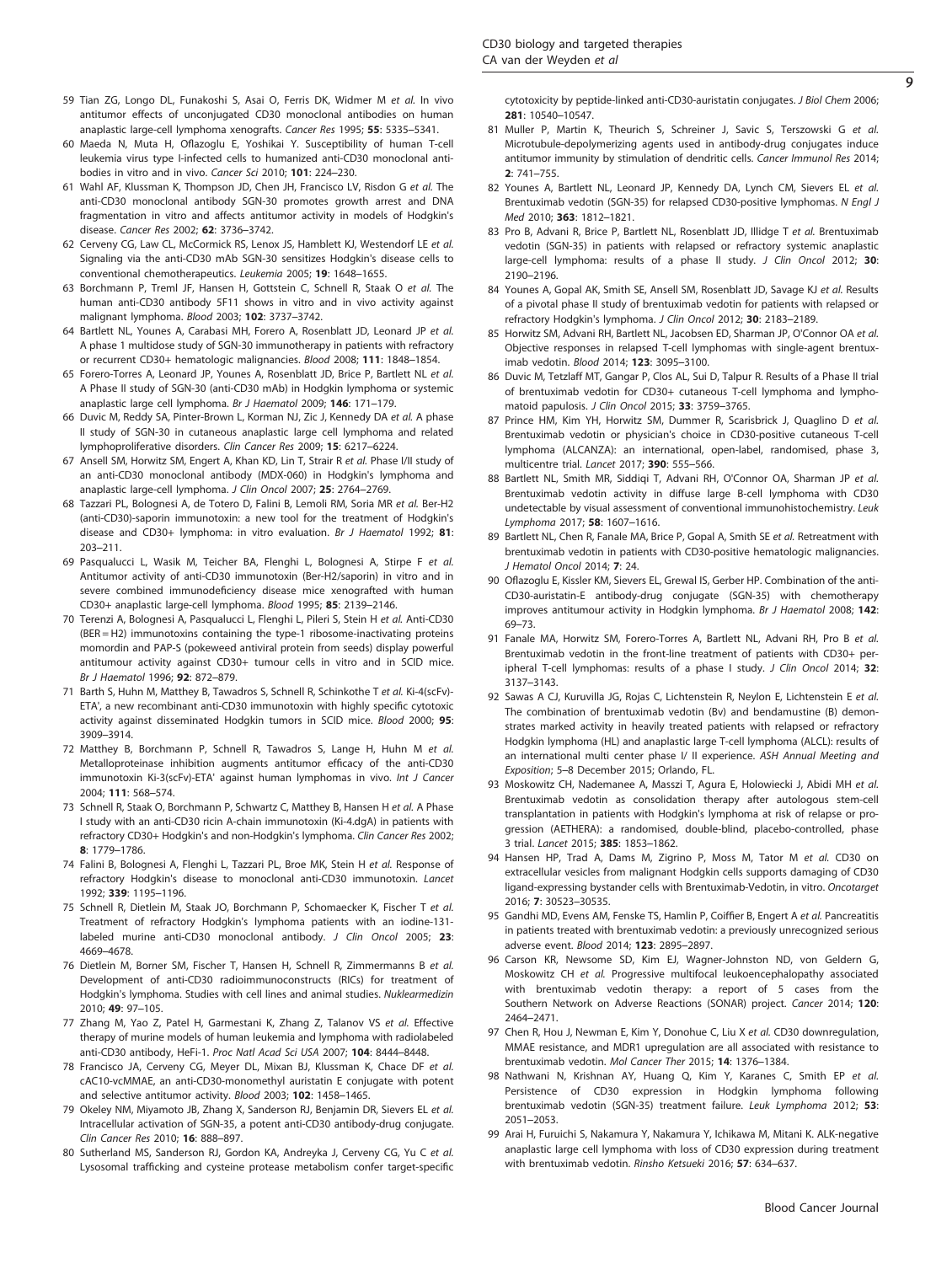59 Tian ZG, Longo DL, Funakoshi S, Asai O, Ferris DK, Widmer M *et al.* In vivo antitumor effects of unconjugated CD30 monoclonal antibodies on human anaplastic large-cell lymphoma xenografts. *Cancer Res* 1995; **55**: 5335–5341.

60 Maeda N, Muta H, Oflazoglu E, Yoshikai Y. Susceptibility of human T-cell leukemia virus type I-infected cells to humanized anti-CD30 monoclonal antibodies in vitro and in vivo. *Cancer Sci* 2010; **101**: 224–230.

61 Wahl AF, Klussman K, Thompson JD, Chen JH, Francisco LV, Risdon G *et al.* The anti-CD30 monoclonal antibody SGN-30 promotes growth arrest and DNA fragmentation in vitro and affects antitumor activity in models of Hodgkin's disease. *Cancer Res* 2002; **62**: 3736–3742.

62 Cerveny CG, Law CL, McCormick RS, Lenox JS, Hamblett KJ, Westendorf LE *et al.* Signaling via the anti-CD30 mAb SGN-30 sensitizes Hodgkin's disease cells to conventional chemotherapeutics. *Leukemia* 2005; **19**: 1648–1655.

63 Borchmann P, Treml JF, Hansen H, Gottstein C, Schnell R, Staak O *et al.* The human anti-CD30 antibody 5F11 shows in vitro and in vivo activity against malignant lymphoma. *Blood* 2003; **102**: 3737–3742.

64 Bartlett NL, Younes A, Carabasi MH, Forero A, Rosenblatt JD, Leonard JP *et al.* A phase 1 multidose study of SGN-30 immunotherapy in patients with refractory or recurrent CD30+ hematologic malignancies. *Blood* 2008; **111**: 1848–1854.

65 Forero-Torres A, Leonard JP, Younes A, Rosenblatt JD, Brice P, Bartlett NL *et al.* A Phase II study of SGN-30 (anti-CD30 mAb) in Hodgkin lymphoma or systemic anaplastic large cell lymphoma. *Br J Haematol* 2009; **146**: 171–179.

66 Duvic M, Reddy SA, Pinter-Brown L, Korman NJ, Zic J, Kennedy DA *et al.* A phase II study of SGN-30 in cutaneous anaplastic large cell lymphoma and related lymphoproliferative disorders. *Clin Cancer Res* 2009; **15**: 6217–6224.

67 Ansell SM, Horwitz SM, Engert A, Khan KD, Lin T, Strair R *et al.* Phase I/II study of an anti-CD30 monoclonal antibody (MDX-060) in Hodgkin's lymphoma and anaplastic large-cell lymphoma. *J Clin Oncol* 2007; **25**: 2764–2769.

68 Tazzari PL, Bolognesi A, de Totero D, Falini B, Lemoli RM, Soria MR *et al.* Ber-H2 (anti-CD30)-saporin immunotoxin: a new tool for the treatment of Hodgkin's disease and CD30+ lymphoma: in vitro evaluation. *Br J Haematol* 1992; **81**: 203–211.

69 Pasqualucci L, Wasik M, Teicher BA, Flenghi L, Bolognesi A, Stirpe F *et al.* Antitumor activity of anti-CD30 immunotoxin (Ber-H2/saporin) in vitro and in severe combined immunodeficiency disease mice xenografted with human CD30+ anaplastic large-cell lymphoma. *Blood* 1995; **85**: 2139–2146.

70 Terenzi A, Bolognesi A, Pasqualucci L, Flenghi L, Pileri S, Stein H *et al.* Anti-CD30 (BER = H2) immunotoxins containing the type-1 ribosome-inactivating proteins momordin and PAP-S (pokeweed antiviral protein from seeds) display powerful antitumour activity against CD30+ tumour cells in vitro and in SCID mice. *Br J Haematol* 1996; **92**: 872–879.

71 Barth S, Huhn M, Matthey B, Tawadros S, Schnell R, Schinkothe T *et al.* Ki-4(scFv)-ETA', a new recombinant anti-CD30 immunotoxin with highly specific cytotoxic activity against disseminated Hodgkin tumors in SCID mice. *Blood* 2000; **95**: 3909–3914.

72 Matthey B, Borchmann P, Schnell R, Tawadros S, Lange H, Huhn M *et al.* Metalloproteinase inhibition augments antitumor efficacy of the anti-CD30 immunotoxin Ki-3(scFv)-ETA' against human lymphomas in vivo. *Int J Cancer* 2004; **111**: 568–574.

73 Schnell R, Staak O, Borchmann P, Schwartz C, Matthey B, Hansen H *et al.* A Phase I study with an anti-CD30 ricin A-chain immunotoxin (Ki-4.dgA) in patients with refractory CD30+ Hodgkin's and non-Hodgkin's lymphoma. *Clin Cancer Res* 2002; **8**: 1779–1786.

74 Falini B, Bolognesi A, Flenghi L, Tazzari PL, Broe MK, Stein H *et al.* Response of refractory Hodgkin's disease to monoclonal anti-CD30 immunotoxin. *Lancet* 1992; **339**: 1195–1196.

75 Schnell R, Dietlein M, Staak JO, Borchmann P, Schomaecker K, Fischer T *et al.* Treatment of refractory Hodgkin's lymphoma patients with an iodine-131-labeled murine anti-CD30 monoclonal antibody. *J Clin Oncol* 2005; **23**: 4669–4678.

76 Dietlein M, Borner SM, Fischer T, Hansen H, Schnell R, Zimmermanns B *et al.* Development of anti-CD30 radioimmunoconstructs (RICs) for treatment of Hodgkin's lymphoma. Studies with cell lines and animal studies. *Nuklearmedizin* 2010; **49**: 97–105.

77 Zhang M, Yao Z, Patel H, Garmestani K, Zhang Z, Talanov VS *et al.* Effective therapy of murine models of human leukemia and lymphoma with radiolabeled anti-CD30 antibody, HeFi-1. *Proc Natl Acad Sci USA* 2007; **104**: 8444–8448.

78 Francisco JA, Cerveny CG, Meyer DL, Mixan BJ, Klussman K, Chace DF *et al.* cAC10-vcMMAE, an anti-CD30-monomethyl auristatin E conjugate with potent and selective antitumor activity. *Blood* 2003; **102**: 1458–1465.

79 Okeley NM, Miyamoto JB, Zhang X, Sanderson RJ, Benjamin DR, Sievers EL *et al.* Intracellular activation of SGN-35, a potent anti-CD30 antibody-drug conjugate. *Clin Cancer Res* 2010; **16**: 888–897.

80 Sutherland MS, Sanderson RJ, Gordon KA, Andreyka J, Cerveny CG, Yu C *et al.* Lysosomal trafficking and cysteine protease metabolism confer target-specific cytotoxicity by peptide-linked anti-CD30-auristatin conjugates. *J Biol Chem* 2006; **281**: 10540–10547.

81 Muller P, Martin K, Theurich S, Schreiner J, Savic S, Terszowski G *et al.* Microtubule-depolymerizing agents used in antibody-drug conjugates induce antitumor immunity by stimulation of dendritic cells. *Cancer Immunol Res* 2014; **2**: 741–755.

82 Younes A, Bartlett NL, Leonard JP, Kennedy DA, Lynch CM, Sievers EL *et al.* Brentuximab vedotin (SGN-35) for relapsed CD30-positive lymphomas. *N Engl J Med* 2010; **363**: 1812–1821.

83 Pro B, Advani R, Brice P, Bartlett NL, Rosenblatt JD, Illidge T *et al.* Brentuximab vedotin (SGN-35) in patients with relapsed or refractory systemic anaplastic large-cell lymphoma: results of a phase II study. *J Clin Oncol* 2012; **30**: 2190–2196.

84 Younes A, Gopal AK, Smith SE, Ansell SM, Rosenblatt JD, Savage KJ *et al.* Results of a pivotal phase II study of brentuximab vedotin for patients with relapsed or refractory Hodgkin's lymphoma. *J Clin Oncol* 2012; **30**: 2183–2189.

85 Horwitz SM, Advani RH, Bartlett NL, Jacobsen ED, Sharman JP, O'Connor OA *et al.* Objective responses in relapsed T-cell lymphomas with single-agent brentuximab vedotin. *Blood* 2014; **123**: 3095–3100.

86 Duvic M, Tetzlaff MT, Gangar P, Clos AL, Sui D, Talpur R. Results of a Phase II trial of brentuximab vedotin for CD30+ cutaneous T-cell lymphoma and lymphomatoid papulosis. *J Clin Oncol* 2015; **33**: 3759–3765.

87 Prince HM, Kim YH, Horwitz SM, Dummer R, Scarisbrick J, Quaglino D *et al.* Brentuximab vedotin or physician's choice in CD30-positive cutaneous T-cell lymphoma (ALCANZA): an international, open-label, randomised, phase 3, multicentre trial. *Lancet* 2017; **390**: 555–566.

88 Bartlett NL, Smith MR, Siddiqi T, Advani RH, O'Connor OA, Sharman JP *et al.* Brentuximab vedotin activity in diffuse large B-cell lymphoma with CD30 undetectable by visual assessment of conventional immunohistochemistry. *Leuk Lymphoma* 2017; **58**: 1607–1616.

89 Bartlett NL, Chen R, Fanale MA, Brice P, Gopal A, Smith SE *et al.* Retreatment with brentuximab vedotin in patients with CD30-positive hematologic malignancies. *J Hematol Oncol* 2014; **7**: 24.

90 Oflazoglu E, Kissler KM, Sievers EL, Grewal IS, Gerber HP. Combination of the anti-CD30-auristatin-E antibody-drug conjugate (SGN-35) with chemotherapy improves antitumour activity in Hodgkin lymphoma. *Br J Haematol* 2008; **142**: 69–73.

91 Fanale MA, Horwitz SM, Forero-Torres A, Bartlett NL, Advani RH, Pro B *et al.* Brentuximab vedotin in the front-line treatment of patients with CD30+ peripheral T-cell lymphomas: results of a phase I study. *J Clin Oncol* 2014; **32**: 3137–3143.

92 Sawas A CJ, Kuruvilla JG, Rojas C, Lichtenstein R, Neylon E, Lichtenstein E *et al.* The combination of brentuximab vedotin (Bv) and bendamustine (B) demonstrates marked activity in heavily treated patients with relapsed or refractory Hodgkin lymphoma (HL) and anaplastic large T-cell lymphoma (ALCL): results of an international multi center phase I/ II experience. *ASH Annual Meeting and Exposition*; 5–8 December 2015; Orlando, FL.

93 Moskowitz CH, Nademanee A, Masszi T, Agura E, Holowiecki J, Abidi MH *et al.* Brentuximab vedotin as consolidation therapy after autologous stem-cell transplantation in patients with Hodgkin's lymphoma at risk of relapse or progression (AETHERA): a randomised, double-blind, placebo-controlled, phase 3 trial. *Lancet* 2015; **385**: 1853–1862.

94 Hansen HP, Trad A, Dams M, Zigrino P, Moss M, Tator M *et al.* CD30 on extracellular vesicles from malignant Hodgkin cells supports damaging of CD30 ligand-expressing bystander cells with Brentuximab-Vedotin, in vitro. *Oncotarget* 2016; **7**: 30523–30535.

95 Gandhi MD, Evens AM, Fenske TS, Hamlin P, Coiffier B, Engert A *et al.* Pancreatitis in patients treated with brentuximab vedotin: a previously unrecognized serious adverse event. *Blood* 2014; **123**: 2895–2897.

96 Carson KR, Newsome SD, Kim EJ, Wagner-Johnston ND, von Geldern G, Moskowitz CH *et al.* Progressive multifocal leukoencephalopathy associated with brentuximab vedotin therapy: a report of 5 cases from the Southern Network on Adverse Reactions (SONAR) project. *Cancer* 2014; **120**: 2464–2471.

97 Chen R, Hou J, Newman E, Kim Y, Donohue C, Liu X *et al.* CD30 downregulation, MMAE resistance, and MDR1 upregulation are all associated with resistance to brentuximab vedotin. *Mol Cancer Ther* 2015; **14**: 1376–1384.

98 Nathwani N, Krishnan AY, Huang Q, Kim Y, Karanes C, Smith EP *et al.* Persistence of CD30 expression in Hodgkin lymphoma following brentuximab vedotin (SGN-35) treatment failure. *Leuk Lymphoma* 2012; **53**: 2051–2053.

99 Arai H, Furuichi S, Nakamura Y, Nakamura Y, Ichikawa M, Mitani K. ALK-negative anaplastic large cell lymphoma with loss of CD30 expression during treatment with brentuximab vedotin. *Rinsho Ketsueki* 2016; **57**: 634–637.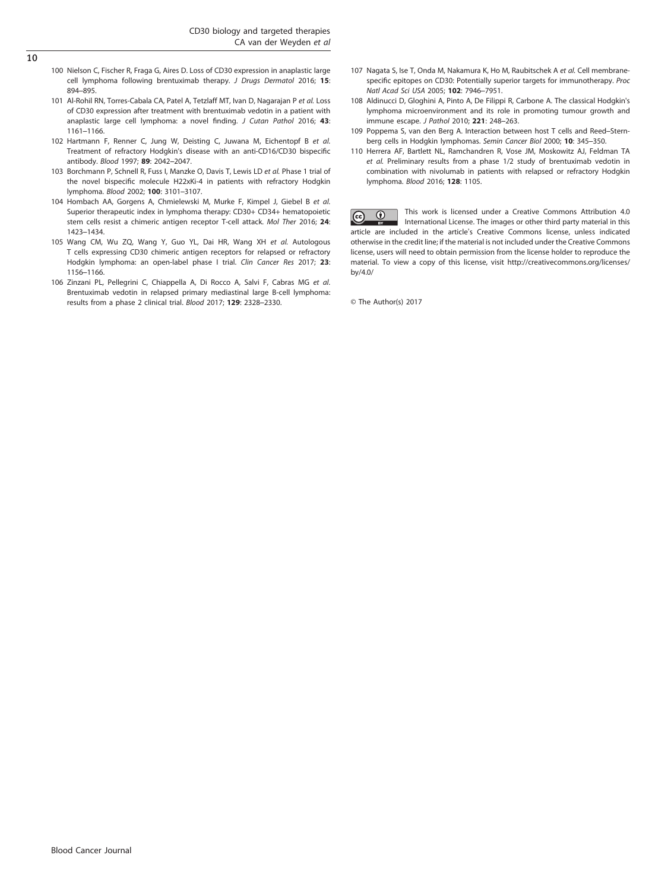100 Nielson C, Fischer R, Fraga G, Aires D. Loss of CD30 expression in anaplastic large cell lymphoma following brentuximab therapy. *J Drugs Dermatol* 2016; **15**: 894–895.

101 Al-Rohil RN, Torres-Cabala CA, Patel A, Tetzlaff MT, Ivan D, Nagarajan P *et al.* Loss of CD30 expression after treatment with brentuximab vedotin in a patient with anaplastic large cell lymphoma: a novel finding. *J Cutan Pathol* 2016; **43**: 1161–1166.

102 Hartmann F, Renner C, Jung W, Deisting C, Juwana M, Eichentopf B *et al.* Treatment of refractory Hodgkin's disease with an anti-CD16/CD30 bispecific antibody. *Blood* 1997; **89**: 2042–2047.

103 Borchmann P, Schnell R, Fuss I, Manzke O, Davis T, Lewis LD *et al.* Phase 1 trial of the novel bispecific molecule H22xKi-4 in patients with refractory Hodgkin lymphoma. *Blood* 2002; **100**: 3101–3107.

104 Hombach AA, Gorgens A, Chmielewski M, Murke F, Kimpel J, Giebel B *et al.* Superior therapeutic index in lymphoma therapy: CD30+ CD34+ hematopoietic stem cells resist a chimeric antigen receptor T-cell attack. *Mol Ther* 2016; **24**: 1423–1434.

105 Wang CM, Wu ZQ, Wang Y, Guo YL, Dai HR, Wang XH *et al.* Autologous T cells expressing CD30 chimeric antigen receptors for relapsed or refractory Hodgkin lymphoma: an open-label phase I trial. *Clin Cancer Res* 2017; **23**: 1156–1166.

106 Zinzani PL, Pellegrini C, Chiappella A, Di Rocco A, Salvi F, Cabras MG *et al.* Brentuximab vedotin in relapsed primary mediastinal large B-cell lymphoma: results from a phase 2 clinical trial. *Blood* 2017; **129**: 2328–2330.

107 Nagata S, Ise T, Onda M, Nakamura K, Ho M, Raubitschek A *et al.* Cell membrane-specific epitopes on CD30: Potentially superior targets for immunotherapy. *Proc Natl Acad Sci USA* 2005; **102**: 7946–7951.

108 Aldinucci D, Gloghini A, Pinto A, De Filippi R, Carbone A. The classical Hodgkin's lymphoma microenvironment and its role in promoting tumour growth and immune escape. *J Pathol* 2010; **221**: 248–263.

109 Poppema S, van den Berg A. Interaction between host T cells and Reed–Sternberg cells in Hodgkin lymphomas. *Semin Cancer Biol* 2000; **10**: 345–350.

110 Herrera AF, Bartlett NL, Ramchandren R, Vose JM, Moskowitz AJ, Feldman TA *et al.* Preliminary results from a phase 1/2 study of brentuximab vedotin in combination with nivolumab in patients with relapsed or refractory Hodgkin lymphoma. *Blood* 2016; **128**: 1105.

This work is licensed under a Creative Commons Attribution 4.0 International License. The images or other third party material in this article are included in the article's Creative Commons license, unless indicated otherwise in the credit line; if the material is not included under the Creative Commons license, users will need to obtain permission from the license holder to reproduce the material. To view a copy of this license, visit http://creativecommons.org/licenses/by/4.0/

© The Author(s) 2017